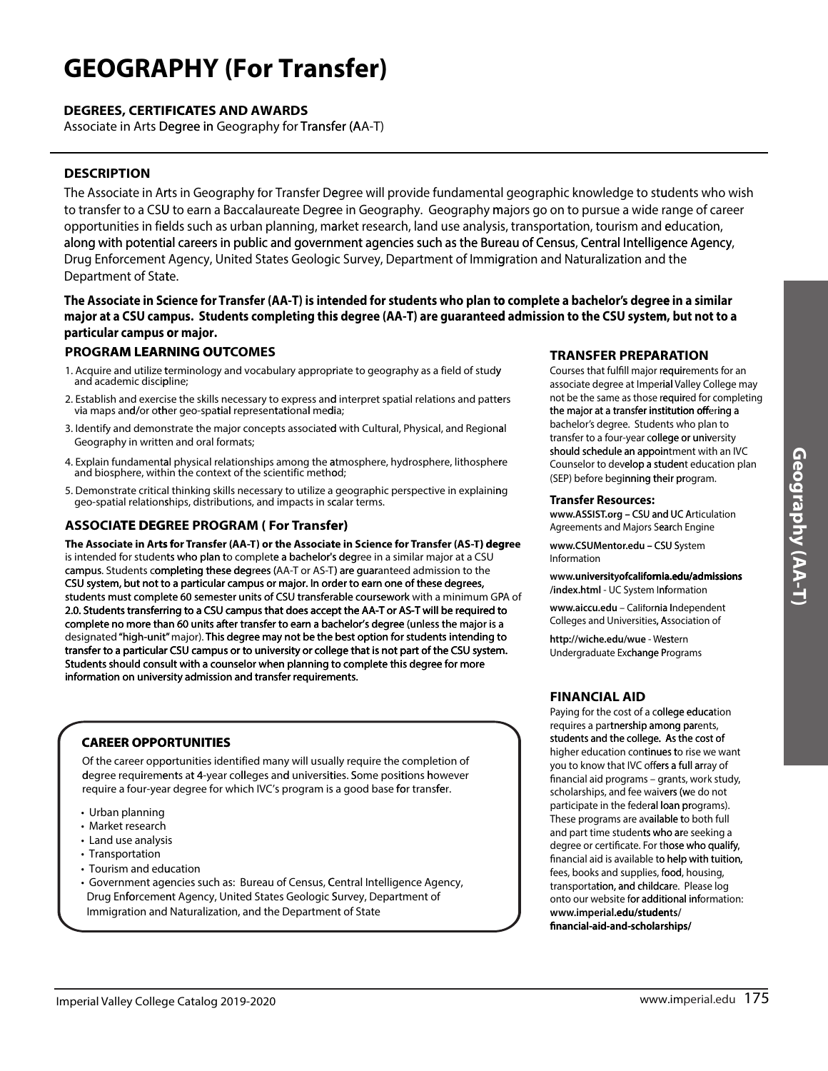# GEOGRAPHY (For Transfer)

### DEGREES, CERTIFICATES AND AWARDS

Associate in Arts Degree in Geography for Transfer (AA-T)

### DESCRIPTION

The Associate in Arts in Geography for Transfer Degree will provide fundamental geographic knowledge to students who wish to transfer to a CSU to earn a Baccalaureate Degree in Geography. Geography majors go on to pursue a wide range of career opportunities in fields such as urban planning, market research, land use analysis, transportation, tourism and education, along with potential careers in public and government agencies such as the Bureau of Census, Central Intelligence Agency, Drug Enforcement Agency, United States Geologic Survey, Department of Immigration and Naturalization and the Department of State.

**The Associate in Science for Transfer (AA-T) is intended for students who plan to complete a bachelor's degree in a similar major at a CSU campus. Students completing this degree (AA-T) are guaranteed admission to the CSU system, but not to a particular campus or major.**

### PROGRAM LEARNING OUTCOMES

1. Acquire and utilize terminology and vocabulary appropriate to geography as a field of study and academic discipline;
2. Establish and exercise the skills necessary to express and interpret spatial relations and patters via maps and/or other geo-spatial representational media;
3. Identify and demonstrate the major concepts associated with Cultural, Physical, and Regional Geography in written and oral formats;
4. Explain fundamental physical relationships among the atmosphere, hydrosphere, lithosphere and biosphere, within the context of the scientific method;
5. Demonstrate critical thinking skills necessary to utilize a geographic perspective in explaining geo-spatial relationships, distributions, and impacts in scalar terms.

### ASSOCIATE DEGREE PROGRAM ( For Transfer)

**The Associate in Arts for Transfer (AA-T) or the Associate in Science for Transfer (AS-T) degree** is intended for students who plan to complete a bachelor's degree in a similar major at a CSU campus. Students completing these degrees (AA-T or AS-T) are guaranteed admission to the CSU system, but not to a particular campus or major. In order to earn one of these degrees, students must complete 60 semester units of CSU transferable coursework with a minimum GPA of 2.0. Students transferring to a CSU campus that does accept the AA-T or AS-T will be required to complete no more than 60 units after transfer to earn a bachelor's degree (unless the major is a designated "high-unit" major). This degree may not be the best option for students intending to transfer to a particular CSU campus or to university or college that is not part of the CSU system. Students should consult with a counselor when planning to complete this degree for more information on university admission and transfer requirements.

### CAREER OPPORTUNITIES

Of the career opportunities identified many will usually require the completion of degree requirements at 4-year colleges and universities. Some positions however require a four-year degree for which IVC's program is a good base for transfer.

- Urban planning
- Market research
- Land use analysis
- Transportation
- Tourism and education
- Government agencies such as: Bureau of Census, Central Intelligence Agency, Drug Enforcement Agency, United States Geologic Survey, Department of Immigration and Naturalization, and the Department of State

### TRANSFER PREPARATION

Courses that fulfill major requirements for an associate degree at Imperial Valley College may not be the same as those required for completing the major at a transfer institution offering a bachelor's degree. Students who plan to transfer to a four-year college or university should schedule an appointment with an IVC Counselor to develop a student education plan (SEP) before beginning their program.

**Transfer Resources:**

**www.ASSIST.org** – CSU and UC Articulation Agreements and Majors Search Engine

**www.CSUMentor.edu** – CSU System Information

**www.universityofcalifornia.edu/admissions/index.html** - UC System Information

**www.aiccu.edu** – California Independent Colleges and Universities, Association of

**http://wiche.edu/wue** - Western Undergraduate Exchange Programs

### FINANCIAL AID

Paying for the cost of a college education requires a partnership among parents, students and the college. As the cost of higher education continues to rise we want you to know that IVC offers a full array of financial aid programs – grants, work study, scholarships, and fee waivers (we do not participate in the federal loan programs). These programs are available to both full and part time students who are seeking a degree or certificate. For those who qualify, financial aid is available to help with tuition, fees, books and supplies, food, housing, transportation, and childcare. Please log onto our website for additional information: **www.imperial.edu/students/financial-aid-and-scholarships/**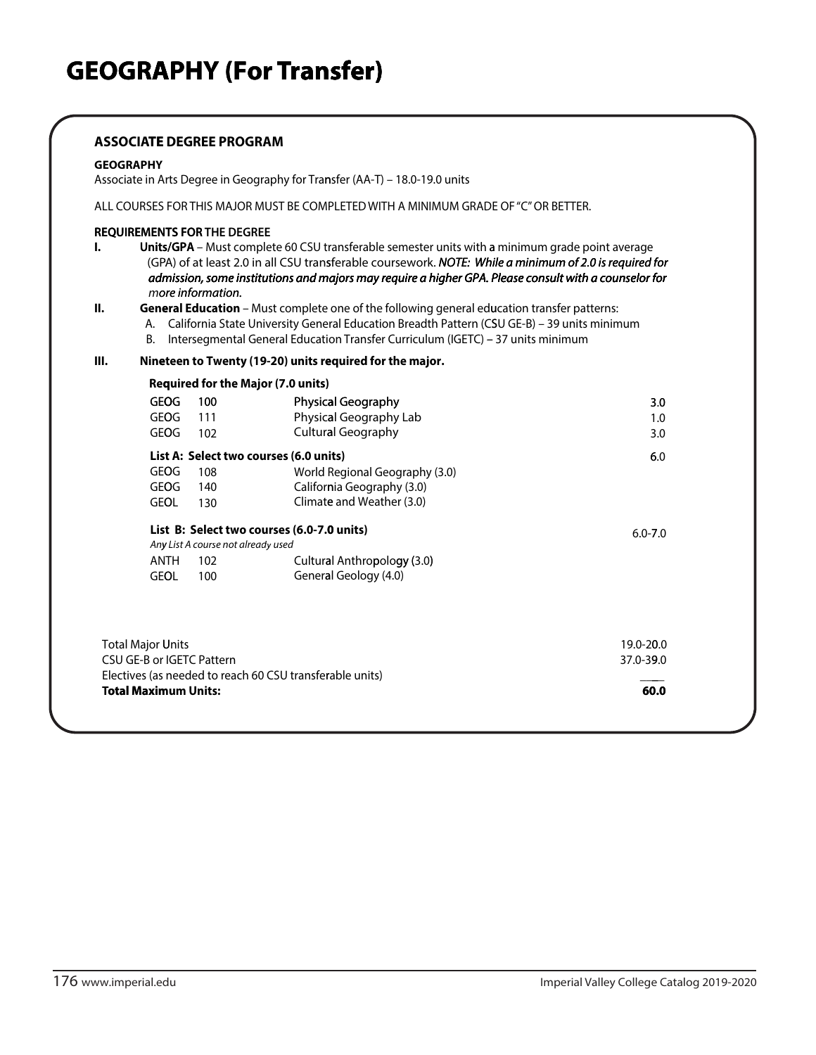# GEOGRAPHY (For Transfer)

## ASSOCIATE DEGREE PROGRAM

**GEOGRAPHY**

Associate in Arts Degree in Geography for Transfer (AA-T) – 18.0-19.0 units

ALL COURSES FOR THIS MAJOR MUST BE COMPLETED WITH A MINIMUM GRADE OF "C" OR BETTER.

**REQUIREMENTS FOR THE DEGREE**

**I.** **Units/GPA** – Must complete 60 CSU transferable semester units with a minimum grade point average (GPA) of at least 2.0 in all CSU transferable coursework. *NOTE: While a minimum of 2.0 is required for admission, some institutions and majors may require a higher GPA. Please consult with a counselor for more information.*

**II.** **General Education** – Must complete one of the following general education transfer patterns:

A. California State University General Education Breadth Pattern (CSU GE-B) – 39 units minimum

B. Intersegmental General Education Transfer Curriculum (IGETC) – 37 units minimum

**III.** **Nineteen to Twenty (19-20) units required for the major.**

**Required for the Major (7.0 units)**

| | | | |
|---|---|---|---|
| GEOG | 100 | Physical Geography | 3.0 |
| GEOG | 111 | Physical Geography Lab | 1.0 |
| GEOG | 102 | Cultural Geography | 3.0 |

**List A: Select two courses (6.0 units)** 6.0

| | | |
|---|---|---|
| GEOG | 108 | World Regional Geography (3.0) |
| GEOG | 140 | California Geography (3.0) |
| GEOL | 130 | Climate and Weather (3.0) |

**List B: Select two courses (6.0-7.0 units)** 6.0-7.0

*Any List A course not already used*

| | | |
|---|---|---|
| ANTH | 102 | Cultural Anthropology (3.0) |
| GEOL | 100 | General Geology (4.0) |

| | |
|---|---|
| Total Major Units | 19.0-20.0 |
| CSU GE-B or IGETC Pattern | 37.0-39.0 |
| Electives (as needed to reach 60 CSU transferable units) | ____ |
| **Total Maximum Units:** | **60.0** |